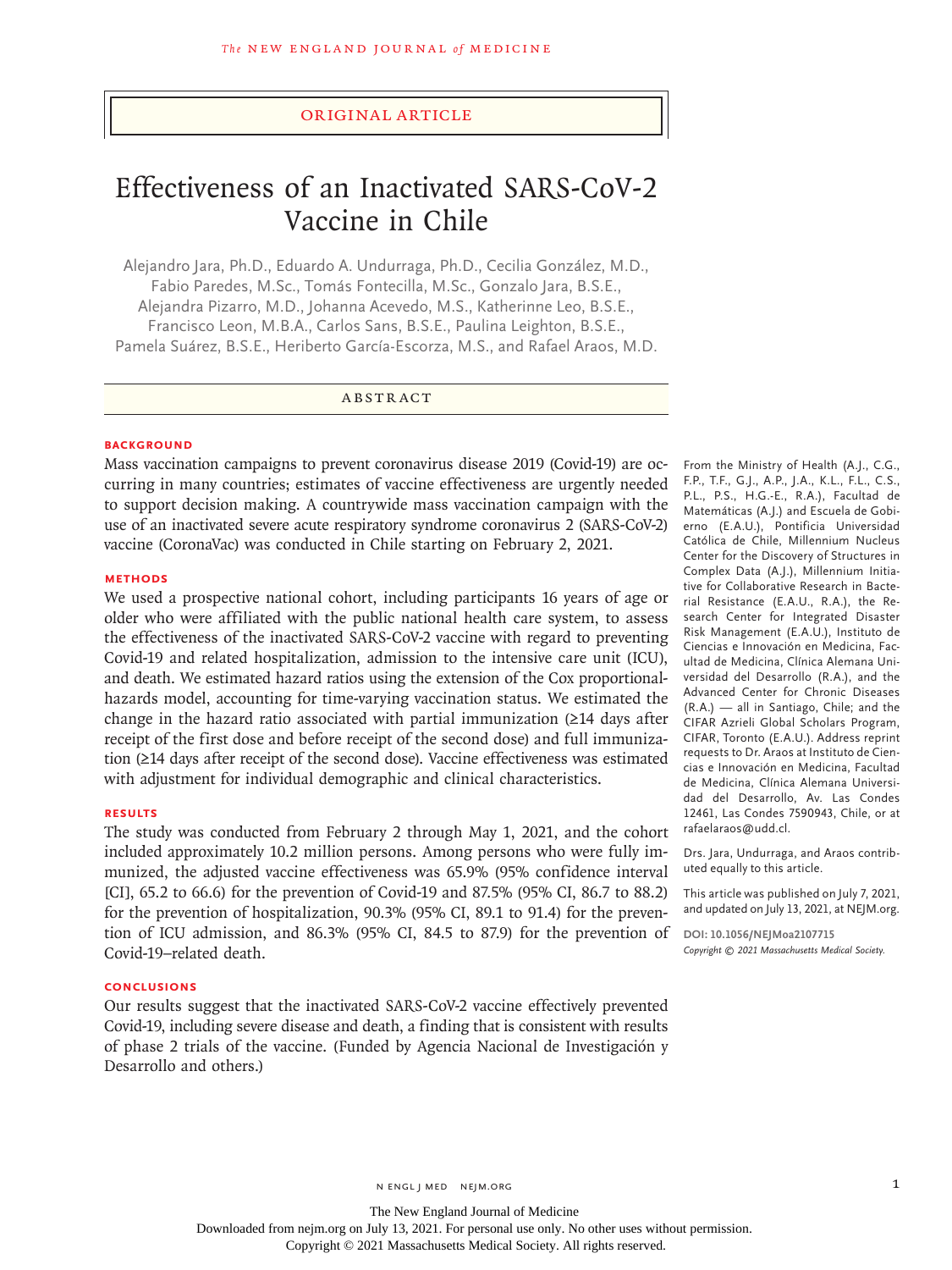ORIGINAL ARTICLE

# Effectiveness of an Inactivated SARS-CoV-2 Vaccine in Chile

Alejandro Jara, Ph.D., Eduardo A. Undurraga, Ph.D., Cecilia González, M.D., Fabio Paredes, M.Sc., Tomás Fontecilla, M.Sc., Gonzalo Jara, B.S.E., Alejandra Pizarro, M.D., Johanna Acevedo, M.S., Katherinne Leo, B.S.E., Francisco Leon, M.B.A., Carlos Sans, B.S.E., Paulina Leighton, B.S.E., Pamela Suárez, B.S.E., Heriberto García-Escorza, M.S., and Rafael Araos, M.D.

## ABSTRACT

### BACKGROUND

Mass vaccination campaigns to prevent coronavirus disease 2019 (Covid-19) are occurring in many countries; estimates of vaccine effectiveness are urgently needed to support decision making. A countrywide mass vaccination campaign with the use of an inactivated severe acute respiratory syndrome coronavirus 2 (SARS-CoV-2) vaccine (CoronaVac) was conducted in Chile starting on February 2, 2021.

### METHODS

We used a prospective national cohort, including participants 16 years of age or older who were affiliated with the public national health care system, to assess the effectiveness of the inactivated SARS-CoV-2 vaccine with regard to preventing Covid-19 and related hospitalization, admission to the intensive care unit (ICU), and death. We estimated hazard ratios using the extension of the Cox proportional-hazards model, accounting for time-varying vaccination status. We estimated the change in the hazard ratio associated with partial immunization (≥14 days after receipt of the first dose and before receipt of the second dose) and full immunization (≥14 days after receipt of the second dose). Vaccine effectiveness was estimated with adjustment for individual demographic and clinical characteristics.

### RESULTS

The study was conducted from February 2 through May 1, 2021, and the cohort included approximately 10.2 million persons. Among persons who were fully immunized, the adjusted vaccine effectiveness was 65.9% (95% confidence interval [CI], 65.2 to 66.6) for the prevention of Covid-19 and 87.5% (95% CI, 86.7 to 88.2) for the prevention of hospitalization, 90.3% (95% CI, 89.1 to 91.4) for the prevention of ICU admission, and 86.3% (95% CI, 84.5 to 87.9) for the prevention of Covid-19–related death.

### CONCLUSIONS

Our results suggest that the inactivated SARS-CoV-2 vaccine effectively prevented Covid-19, including severe disease and death, a finding that is consistent with results of phase 2 trials of the vaccine. (Funded by Agencia Nacional de Investigación y Desarrollo and others.)

From the Ministry of Health (A.J., C.G., F.P., T.F., G.J., A.P., J.A., K.L., F.L., C.S., P.L., P.S., H.G.-E., R.A.), Facultad de Matemáticas (A.J.) and Escuela de Gobierno (E.A.U.), Pontificia Universidad Católica de Chile, Millennium Nucleus Center for the Discovery of Structures in Complex Data (A.J.), Millennium Initiative for Collaborative Research in Bacterial Resistance (E.A.U., R.A.), the Research Center for Integrated Disaster Risk Management (E.A.U.), Instituto de Ciencias e Innovación en Medicina, Facultad de Medicina, Clínica Alemana Universidad del Desarrollo (R.A.), and the Advanced Center for Chronic Diseases (R.A.) — all in Santiago, Chile; and the CIFAR Azrieli Global Scholars Program, CIFAR, Toronto (E.A.U.). Address reprint requests to Dr. Araos at Instituto de Ciencias e Innovación en Medicina, Facultad de Medicina, Clínica Alemana Universidad del Desarrollo, Av. Las Condes 12461, Las Condes 7590943, Chile, or at rafaelaraos@udd.cl.

Drs. Jara, Undurraga, and Araos contributed equally to this article.

This article was published on July 7, 2021, and updated on July 13, 2021, at NEJM.org.

DOI: 10.1056/NEJMoa2107715
*Copyright © 2021 Massachusetts Medical Society.*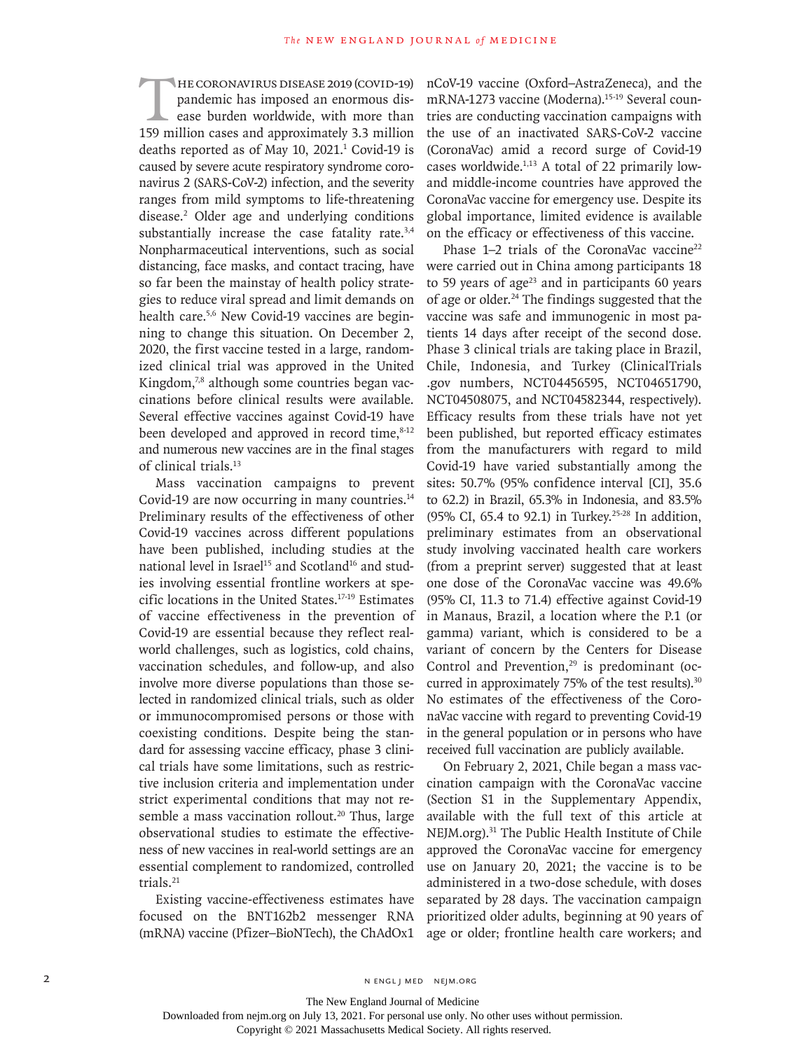The coronavirus disease 2019 (Covid-19) pandemic has imposed an enormous disease burden worldwide, with more than 159 million cases and approximately 3.3 million deaths reported as of May 10, 2021.[1] Covid-19 is caused by severe acute respiratory syndrome coronavirus 2 (SARS-CoV-2) infection, and the severity ranges from mild symptoms to life-threatening disease.[2] Older age and underlying conditions substantially increase the case fatality rate.[3,4] Nonpharmaceutical interventions, such as social distancing, face masks, and contact tracing, have so far been the mainstay of health policy strategies to reduce viral spread and limit demands on health care.[5,6] New Covid-19 vaccines are beginning to change this situation. On December 2, 2020, the first vaccine tested in a large, randomized clinical trial was approved in the United Kingdom,[7,8] although some countries began vaccinations before clinical results were available. Several effective vaccines against Covid-19 have been developed and approved in record time,[8-12] and numerous new vaccines are in the final stages of clinical trials.[13]

Mass vaccination campaigns to prevent Covid-19 are now occurring in many countries.[14] Preliminary results of the effectiveness of other Covid-19 vaccines across different populations have been published, including studies at the national level in Israel[15] and Scotland[16] and studies involving essential frontline workers at specific locations in the United States.[17-19] Estimates of vaccine effectiveness in the prevention of Covid-19 are essential because they reflect real-world challenges, such as logistics, cold chains, vaccination schedules, and follow-up, and also involve more diverse populations than those selected in randomized clinical trials, such as older or immunocompromised persons or those with coexisting conditions. Despite being the standard for assessing vaccine efficacy, phase 3 clinical trials have some limitations, such as restrictive inclusion criteria and implementation under strict experimental conditions that may not resemble a mass vaccination rollout.[20] Thus, large observational studies to estimate the effectiveness of new vaccines in real-world settings are an essential complement to randomized, controlled trials.[21]

Existing vaccine-effectiveness estimates have focused on the BNT162b2 messenger RNA (mRNA) vaccine (Pfizer–BioNTech), the ChAdOx1 nCoV-19 vaccine (Oxford–AstraZeneca), and the mRNA-1273 vaccine (Moderna).[15-19] Several countries are conducting vaccination campaigns with the use of an inactivated SARS-CoV-2 vaccine (CoronaVac) amid a record surge of Covid-19 cases worldwide.[1,13] A total of 22 primarily low- and middle-income countries have approved the CoronaVac vaccine for emergency use. Despite its global importance, limited evidence is available on the efficacy or effectiveness of this vaccine.

Phase 1–2 trials of the CoronaVac vaccine[22] were carried out in China among participants 18 to 59 years of age[23] and in participants 60 years of age or older.[24] The findings suggested that the vaccine was safe and immunogenic in most patients 14 days after receipt of the second dose. Phase 3 clinical trials are taking place in Brazil, Chile, Indonesia, and Turkey (ClinicalTrials.gov numbers, NCT04456595, NCT04651790, NCT04508075, and NCT04582344, respectively). Efficacy results from these trials have not yet been published, but reported efficacy estimates from the manufacturers with regard to mild Covid-19 have varied substantially among the sites: 50.7% (95% confidence interval [CI], 35.6 to 62.2) in Brazil, 65.3% in Indonesia, and 83.5% (95% CI, 65.4 to 92.1) in Turkey.[25-28] In addition, preliminary estimates from an observational study involving vaccinated health care workers (from a preprint server) suggested that at least one dose of the CoronaVac vaccine was 49.6% (95% CI, 11.3 to 71.4) effective against Covid-19 in Manaus, Brazil, a location where the P.1 (or gamma) variant, which is considered to be a variant of concern by the Centers for Disease Control and Prevention,[29] is predominant (occurred in approximately 75% of the test results).[30] No estimates of the effectiveness of the CoronaVac vaccine with regard to preventing Covid-19 in the general population or in persons who have received full vaccination are publicly available.

On February 2, 2021, Chile began a mass vaccination campaign with the CoronaVac vaccine (Section S1 in the Supplementary Appendix, available with the full text of this article at NEJM.org).[31] The Public Health Institute of Chile approved the CoronaVac vaccine for emergency use on January 20, 2021; the vaccine is to be administered in a two-dose schedule, with doses separated by 28 days. The vaccination campaign prioritized older adults, beginning at 90 years of age or older; frontline health care workers; and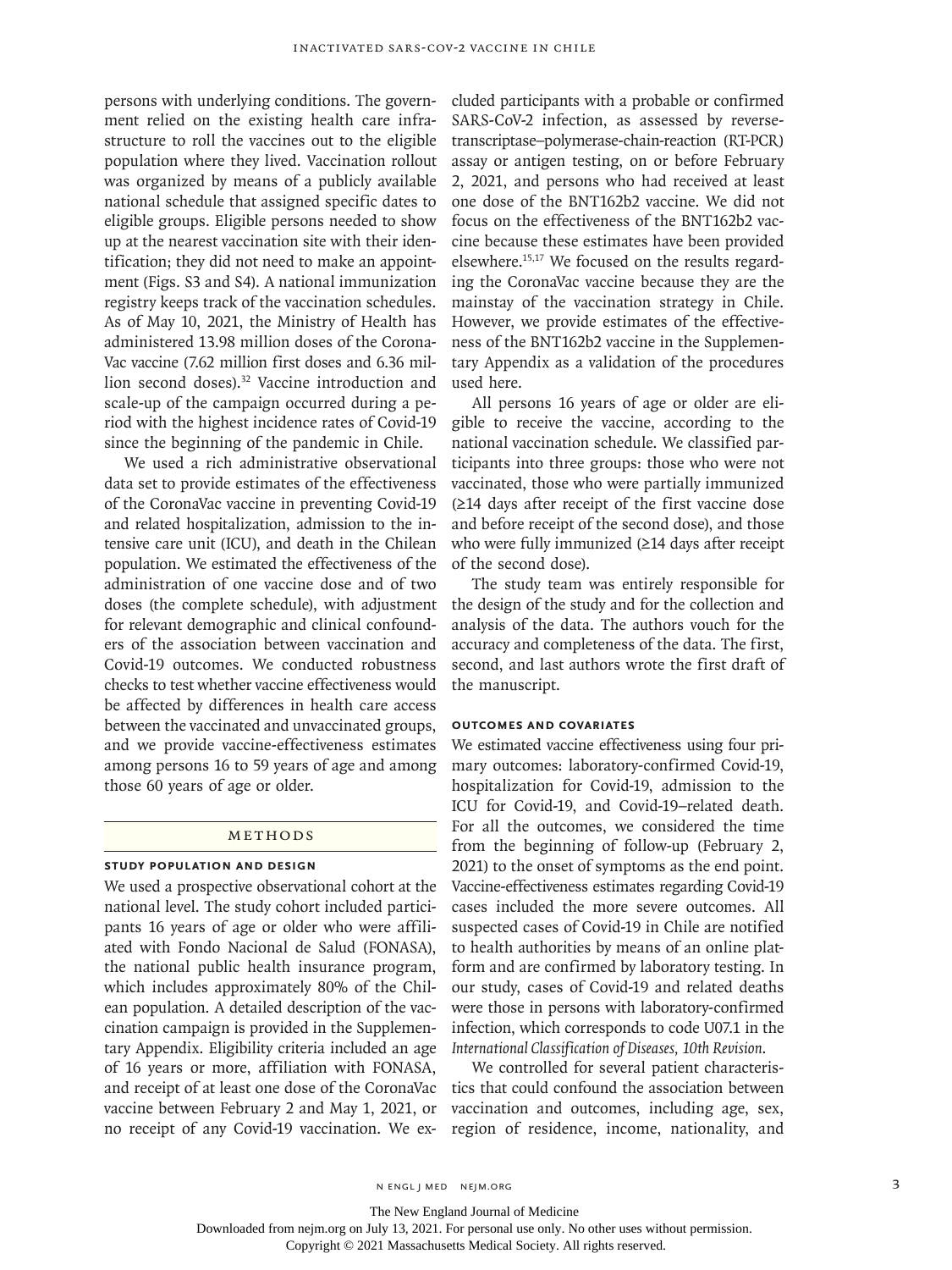persons with underlying conditions. The government relied on the existing health care infrastructure to roll the vaccines out to the eligible population where they lived. Vaccination rollout was organized by means of a publicly available national schedule that assigned specific dates to eligible groups. Eligible persons needed to show up at the nearest vaccination site with their identification; they did not need to make an appointment (Figs. S3 and S4). A national immunization registry keeps track of the vaccination schedules. As of May 10, 2021, the Ministry of Health has administered 13.98 million doses of the CoronaVac vaccine (7.62 million first doses and 6.36 million second doses).[32] Vaccine introduction and scale-up of the campaign occurred during a period with the highest incidence rates of Covid-19 since the beginning of the pandemic in Chile.

We used a rich administrative observational data set to provide estimates of the effectiveness of the CoronaVac vaccine in preventing Covid-19 and related hospitalization, admission to the intensive care unit (ICU), and death in the Chilean population. We estimated the effectiveness of the administration of one vaccine dose and of two doses (the complete schedule), with adjustment for relevant demographic and clinical confounders of the association between vaccination and Covid-19 outcomes. We conducted robustness checks to test whether vaccine effectiveness would be affected by differences in health care access between the vaccinated and unvaccinated groups, and we provide vaccine-effectiveness estimates among persons 16 to 59 years of age and among those 60 years of age or older.

## Methods

### Study Population and Design

We used a prospective observational cohort at the national level. The study cohort included participants 16 years of age or older who were affiliated with Fondo Nacional de Salud (FONASA), the national public health insurance program, which includes approximately 80% of the Chilean population. A detailed description of the vaccination campaign is provided in the Supplementary Appendix. Eligibility criteria included an age of 16 years or more, affiliation with FONASA, and receipt of at least one dose of the CoronaVac vaccine between February 2 and May 1, 2021, or no receipt of any Covid-19 vaccination. We excluded participants with a probable or confirmed SARS-CoV-2 infection, as assessed by reverse-transcriptase–polymerase-chain-reaction (RT-PCR) assay or antigen testing, on or before February 2, 2021, and persons who had received at least one dose of the BNT162b2 vaccine. We did not focus on the effectiveness of the BNT162b2 vaccine because these estimates have been provided elsewhere.[15,17] We focused on the results regarding the CoronaVac vaccine because they are the mainstay of the vaccination strategy in Chile. However, we provide estimates of the effectiveness of the BNT162b2 vaccine in the Supplementary Appendix as a validation of the procedures used here.

All persons 16 years of age or older are eligible to receive the vaccine, according to the national vaccination schedule. We classified participants into three groups: those who were not vaccinated, those who were partially immunized (≥14 days after receipt of the first vaccine dose and before receipt of the second dose), and those who were fully immunized (≥14 days after receipt of the second dose).

The study team was entirely responsible for the design of the study and for the collection and analysis of the data. The authors vouch for the accuracy and completeness of the data. The first, second, and last authors wrote the first draft of the manuscript.

### Outcomes and Covariates

We estimated vaccine effectiveness using four primary outcomes: laboratory-confirmed Covid-19, hospitalization for Covid-19, admission to the ICU for Covid-19, and Covid-19–related death. For all the outcomes, we considered the time from the beginning of follow-up (February 2, 2021) to the onset of symptoms as the end point. Vaccine-effectiveness estimates regarding Covid-19 cases included the more severe outcomes. All suspected cases of Covid-19 in Chile are notified to health authorities by means of an online platform and are confirmed by laboratory testing. In our study, cases of Covid-19 and related deaths were those in persons with laboratory-confirmed infection, which corresponds to code U07.1 in the *International Classification of Diseases, 10th Revision*.

We controlled for several patient characteristics that could confound the association between vaccination and outcomes, including age, sex, region of residence, income, nationality, and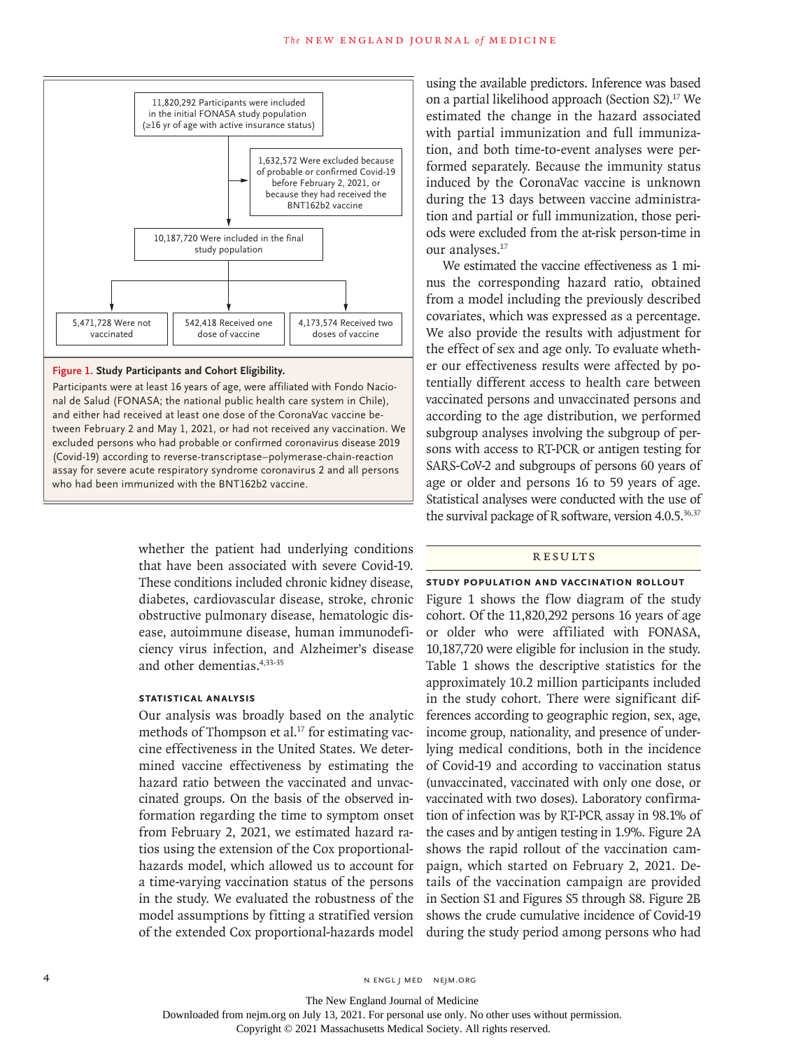11,820,292 Participants were included in the initial FONASA study population (≥16 yr of age with active insurance status)

1,632,572 Were excluded because of probable or confirmed Covid-19 before February 2, 2021, or because they had received the BNT162b2 vaccine

10,187,720 Were included in the final study population

5,471,728 Were not vaccinated

542,418 Received one dose of vaccine

4,173,574 Received two doses of vaccine

**Figure 1. Study Participants and Cohort Eligibility.**

Participants were at least 16 years of age, were affiliated with Fondo Nacional de Salud (FONASA; the national public health care system in Chile), and either had received at least one dose of the CoronaVac vaccine between February 2 and May 1, 2021, or had not received any vaccination. We excluded persons who had probable or confirmed coronavirus disease 2019 (Covid-19) according to reverse-transcriptase–polymerase-chain-reaction assay for severe acute respiratory syndrome coronavirus 2 and all persons who had been immunized with the BNT162b2 vaccine.

whether the patient had underlying conditions that have been associated with severe Covid-19. These conditions included chronic kidney disease, diabetes, cardiovascular disease, stroke, chronic obstructive pulmonary disease, hematologic disease, autoimmune disease, human immunodeficiency virus infection, and Alzheimer's disease and other dementias.[4,33-35]

### STATISTICAL ANALYSIS

Our analysis was broadly based on the analytic methods of Thompson et al.[17] for estimating vaccine effectiveness in the United States. We determined vaccine effectiveness by estimating the hazard ratio between the vaccinated and unvaccinated groups. On the basis of the observed information regarding the time to symptom onset from February 2, 2021, we estimated hazard ratios using the extension of the Cox proportional-hazards model, which allowed us to account for a time-varying vaccination status of the persons in the study. We evaluated the robustness of the model assumptions by fitting a stratified version of the extended Cox proportional-hazards model using the available predictors. Inference was based on a partial likelihood approach (Section S2).[17] We estimated the change in the hazard associated with partial immunization and full immunization, and both time-to-event analyses were performed separately. Because the immunity status induced by the CoronaVac vaccine is unknown during the 13 days between vaccine administration and partial or full immunization, those periods were excluded from the at-risk person-time in our analyses.[17]

We estimated the vaccine effectiveness as 1 minus the corresponding hazard ratio, obtained from a model including the previously described covariates, which was expressed as a percentage. We also provide the results with adjustment for the effect of sex and age only. To evaluate whether our effectiveness results were affected by potentially different access to health care between vaccinated persons and unvaccinated persons and according to the age distribution, we performed subgroup analyses involving the subgroup of persons with access to RT-PCR or antigen testing for SARS-CoV-2 and subgroups of persons 60 years of age or older and persons 16 to 59 years of age. Statistical analyses were conducted with the use of the survival package of R software, version 4.0.5.[36,37]

## RESULTS

### STUDY POPULATION AND VACCINATION ROLLOUT

Figure 1 shows the flow diagram of the study cohort. Of the 11,820,292 persons 16 years of age or older who were affiliated with FONASA, 10,187,720 were eligible for inclusion in the study. Table 1 shows the descriptive statistics for the approximately 10.2 million participants included in the study cohort. There were significant differences according to geographic region, sex, age, income group, nationality, and presence of underlying medical conditions, both in the incidence of Covid-19 and according to vaccination status (unvaccinated, vaccinated with only one dose, or vaccinated with two doses). Laboratory confirmation of infection was by RT-PCR assay in 98.1% of the cases and by antigen testing in 1.9%. Figure 2A shows the rapid rollout of the vaccination campaign, which started on February 2, 2021. Details of the vaccination campaign are provided in Section S1 and Figures S5 through S8. Figure 2B shows the crude cumulative incidence of Covid-19 during the study period among persons who had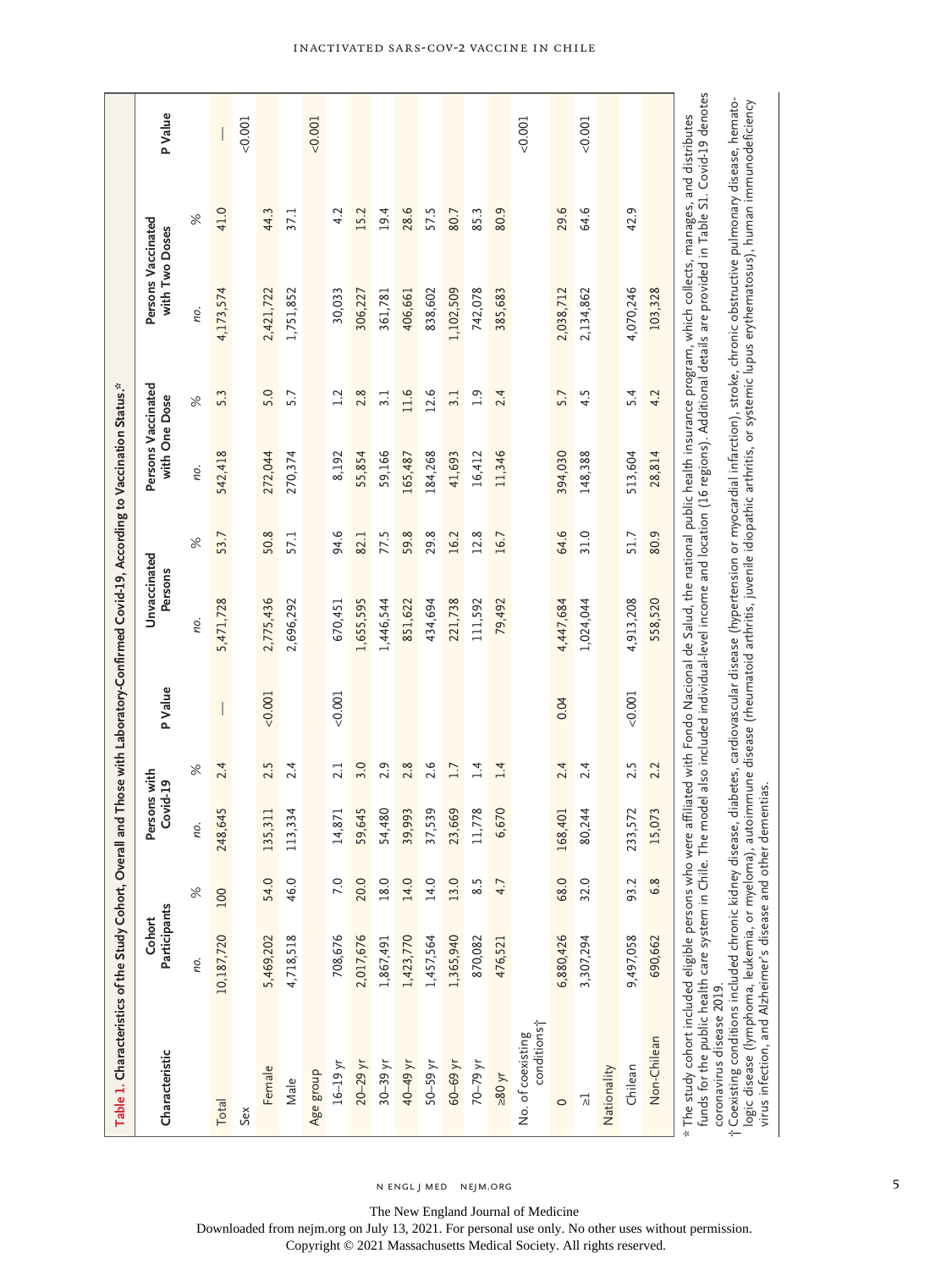**Table 1.** Characteristics of the Study Cohort, Overall and Those with Laboratory-Confirmed Covid-19, According to Vaccination Status.*

| Characteristic | Cohort Participants | | Persons with Covid-19 | | P Value | Unvaccinated Persons | | Persons Vaccinated with One Dose | | Persons Vaccinated with Two Doses | | P Value |
|---|---|---|---|---|---|---|---|---|---|---|---|---|
| | no. | % | no. | % | | no. | % | no. | % | no. | % | |
| Total | 10,187,720 | 100 | 248,645 | 2.4 | — | 5,471,728 | 53.7 | 542,418 | 5.3 | 4,173,574 | 41.0 | — |
| Sex | | | | | | | | | | | | <0.001 |
| Female | 5,469,202 | 54.0 | 135,311 | 2.5 | <0.001 | 2,775,436 | 50.8 | 272,044 | 5.0 | 2,421,722 | 44.3 | |
| Male | 4,718,518 | 46.0 | 113,334 | 2.4 | | 2,696,292 | 57.1 | 270,374 | 5.7 | 1,751,852 | 37.1 | |
| Age group | | | | | | | | | | | | <0.001 |
| 16–19 yr | 708,676 | 7.0 | 14,871 | 2.1 | <0.001 | 670,451 | 94.6 | 8,192 | 1.2 | 30,033 | 4.2 | |
| 20–29 yr | 2,017,676 | 20.0 | 59,645 | 3.0 | | 1,655,595 | 82.1 | 55,854 | 2.8 | 306,227 | 15.2 | |
| 30–39 yr | 1,867,491 | 18.0 | 54,480 | 2.9 | | 1,446,544 | 77.5 | 59,166 | 3.1 | 361,781 | 19.4 | |
| 40–49 yr | 1,423,770 | 14.0 | 39,993 | 2.8 | | 851,622 | 59.8 | 165,487 | 11.6 | 406,661 | 28.6 | |
| 50–59 yr | 1,457,564 | 14.0 | 37,539 | 2.6 | | 434,694 | 29.8 | 184,268 | 12.6 | 838,602 | 57.5 | |
| 60–69 yr | 1,365,940 | 13.0 | 23,669 | 1.7 | | 221,738 | 16.2 | 41,693 | 3.1 | 1,102,509 | 80.7 | |
| 70–79 yr | 870,082 | 8.5 | 11,778 | 1.4 | | 111,592 | 12.8 | 16,412 | 1.9 | 742,078 | 85.3 | |
| ≥80 yr | 476,521 | 4.7 | 6,670 | 1.4 | | 79,492 | 16.7 | 11,346 | 2.4 | 385,683 | 80.9 | |
| No. of coexisting conditions† | | | | | | | | | | | | <0.001 |
| 0 | 6,880,426 | 68.0 | 168,401 | 2.4 | 0.04 | 4,447,684 | 64.6 | 394,030 | 5.7 | 2,038,712 | 29.6 | |
| ≥1 | 3,307,294 | 32.0 | 80,244 | 2.4 | | 1,024,044 | 31.0 | 148,388 | 4.5 | 2,134,862 | 64.6 | <0.001 |
| Nationality | | | | | | | | | | | | |
| Chilean | 9,497,058 | 93.2 | 233,572 | 2.5 | <0.001 | 4,913,208 | 51.7 | 513,604 | 5.4 | 4,070,246 | 42.9 | |
| Non-Chilean | 690,662 | 6.8 | 15,073 | 2.2 | | 558,520 | 80.9 | 28,814 | 4.2 | 103,328 | | |

\* The study cohort included eligible persons who were affiliated with Fondo Nacional de Salud, the national public health insurance program, which collects, manages, and distributes funds for the public health care system in Chile. The model also included individual-level income and location (16 regions). Additional details are provided in Table S1. Covid-19 denotes coronavirus disease 2019.

† Coexisting conditions included chronic kidney disease, diabetes, cardiovascular disease (hypertension or myocardial infarction), stroke, chronic obstructive pulmonary disease, hematologic disease (lymphoma, leukemia, or myeloma), autoimmune disease (rheumatoid arthritis, juvenile idiopathic arthritis, or systemic lupus erythematosus), human immunodeficiency virus infection, and Alzheimer's disease and other dementias.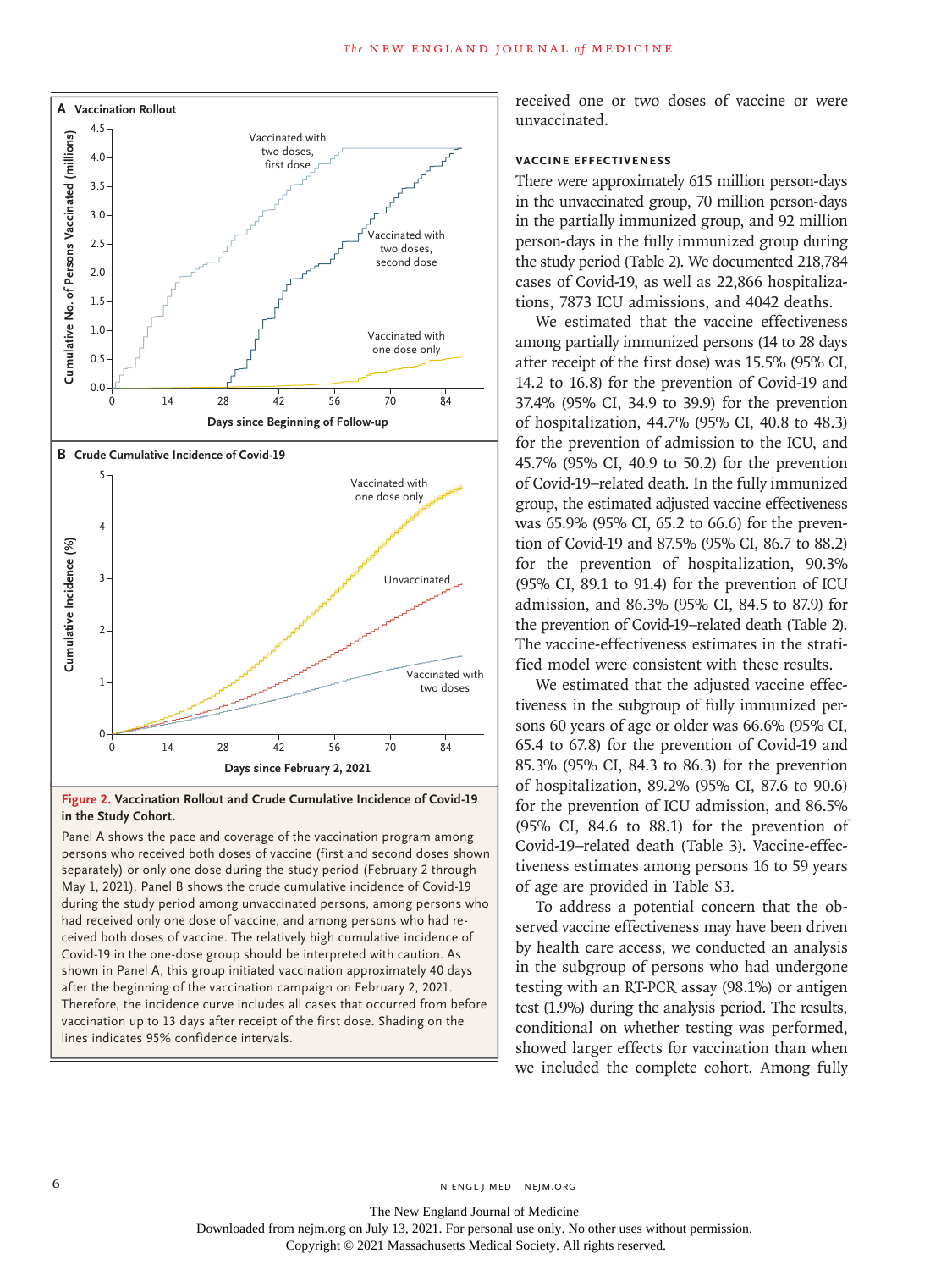**Figure 2. Vaccination Rollout and Crude Cumulative Incidence of Covid-19 in the Study Cohort.**

Panel A shows the pace and coverage of the vaccination program among persons who received both doses of vaccine (first and second doses shown separately) or only one dose during the study period (February 2 through May 1, 2021). Panel B shows the crude cumulative incidence of Covid-19 during the study period among unvaccinated persons, among persons who had received only one dose of vaccine, and among persons who had received both doses of vaccine. The relatively high cumulative incidence of Covid-19 in the one-dose group should be interpreted with caution. As shown in Panel A, this group initiated vaccination approximately 40 days after the beginning of the vaccination campaign on February 2, 2021. Therefore, the incidence curve includes all cases that occurred from before vaccination up to 13 days after receipt of the first dose. Shading on the lines indicates 95% confidence intervals.

received one or two doses of vaccine or were unvaccinated.

### VACCINE EFFECTIVENESS

There were approximately 615 million person-days in the unvaccinated group, 70 million person-days in the partially immunized group, and 92 million person-days in the fully immunized group during the study period (Table 2). We documented 218,784 cases of Covid-19, as well as 22,866 hospitalizations, 7873 ICU admissions, and 4042 deaths.

We estimated that the vaccine effectiveness among partially immunized persons (14 to 28 days after receipt of the first dose) was 15.5% (95% CI, 14.2 to 16.8) for the prevention of Covid-19 and 37.4% (95% CI, 34.9 to 39.9) for the prevention of hospitalization, 44.7% (95% CI, 40.8 to 48.3) for the prevention of admission to the ICU, and 45.7% (95% CI, 40.9 to 50.2) for the prevention of Covid-19–related death. In the fully immunized group, the estimated adjusted vaccine effectiveness was 65.9% (95% CI, 65.2 to 66.6) for the prevention of Covid-19 and 87.5% (95% CI, 86.7 to 88.2) for the prevention of hospitalization, 90.3% (95% CI, 89.1 to 91.4) for the prevention of ICU admission, and 86.3% (95% CI, 84.5 to 87.9) for the prevention of Covid-19–related death (Table 2). The vaccine-effectiveness estimates in the stratified model were consistent with these results.

We estimated that the adjusted vaccine effectiveness in the subgroup of fully immunized persons 60 years of age or older was 66.6% (95% CI, 65.4 to 67.8) for the prevention of Covid-19 and 85.3% (95% CI, 84.3 to 86.3) for the prevention of hospitalization, 89.2% (95% CI, 87.6 to 90.6) for the prevention of ICU admission, and 86.5% (95% CI, 84.6 to 88.1) for the prevention of Covid-19–related death (Table 3). Vaccine-effectiveness estimates among persons 16 to 59 years of age are provided in Table S3.

To address a potential concern that the observed vaccine effectiveness may have been driven by health care access, we conducted an analysis in the subgroup of persons who had undergone testing with an RT-PCR assay (98.1%) or antigen test (1.9%) during the analysis period. The results, conditional on whether testing was performed, showed larger effects for vaccination than when we included the complete cohort. Among fully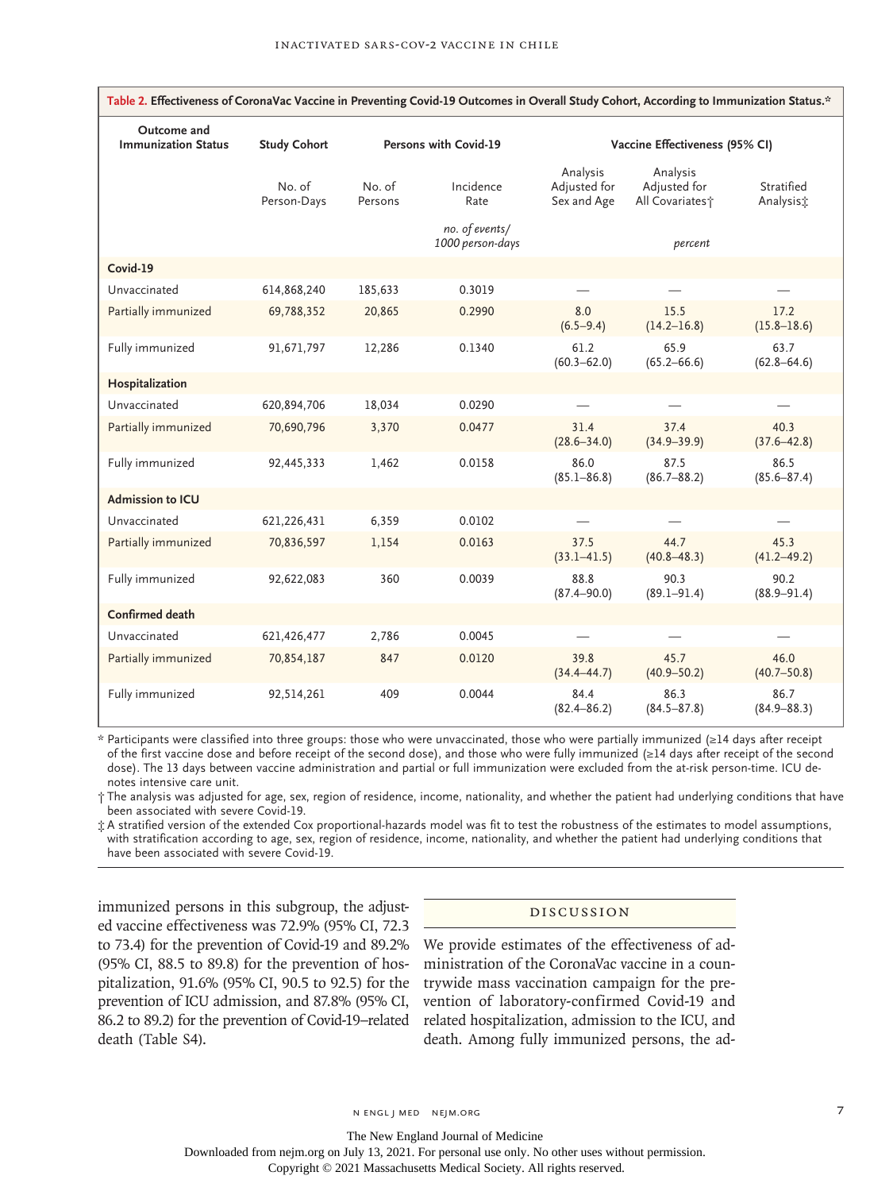**Table 2. Effectiveness of CoronaVac Vaccine in Preventing Covid-19 Outcomes in Overall Study Cohort, According to Immunization Status.***

| Outcome and Immunization Status | Study Cohort | Persons with Covid-19 | | Vaccine Effectiveness (95% CI) | | |
|---|---|---|---|---|---|---|
| | No. of Person-Days | No. of Persons | Incidence Rate | Analysis Adjusted for Sex and Age | Analysis Adjusted for All Covariates† | Stratified Analysis‡ |
| | | | *no. of events/ 1000 person-days* | | *percent* | |
| **Covid-19** | | | | | | |
| Unvaccinated | 614,868,240 | 185,633 | 0.3019 | — | — | — |
| Partially immunized | 69,788,352 | 20,865 | 0.2990 | 8.0 (6.5–9.4) | 15.5 (14.2–16.8) | 17.2 (15.8–18.6) |
| Fully immunized | 91,671,797 | 12,286 | 0.1340 | 61.2 (60.3–62.0) | 65.9 (65.2–66.6) | 63.7 (62.8–64.6) |
| **Hospitalization** | | | | | | |
| Unvaccinated | 620,894,706 | 18,034 | 0.0290 | — | — | — |
| Partially immunized | 70,690,796 | 3,370 | 0.0477 | 31.4 (28.6–34.0) | 37.4 (34.9–39.9) | 40.3 (37.6–42.8) |
| Fully immunized | 92,445,333 | 1,462 | 0.0158 | 86.0 (85.1–86.8) | 87.5 (86.7–88.2) | 86.5 (85.6–87.4) |
| **Admission to ICU** | | | | | | |
| Unvaccinated | 621,226,431 | 6,359 | 0.0102 | — | — | — |
| Partially immunized | 70,836,597 | 1,154 | 0.0163 | 37.5 (33.1–41.5) | 44.7 (40.8–48.3) | 45.3 (41.2–49.2) |
| Fully immunized | 92,622,083 | 360 | 0.0039 | 88.8 (87.4–90.0) | 90.3 (89.1–91.4) | 90.2 (88.9–91.4) |
| **Confirmed death** | | | | | | |
| Unvaccinated | 621,426,477 | 2,786 | 0.0045 | — | — | — |
| Partially immunized | 70,854,187 | 847 | 0.0120 | 39.8 (34.4–44.7) | 45.7 (40.9–50.2) | 46.0 (40.7–50.8) |
| Fully immunized | 92,514,261 | 409 | 0.0044 | 84.4 (82.4–86.2) | 86.3 (84.5–87.8) | 86.7 (84.9–88.3) |

\* Participants were classified into three groups: those who were unvaccinated, those who were partially immunized (≥14 days after receipt of the first vaccine dose and before receipt of the second dose), and those who were fully immunized (≥14 days after receipt of the second dose). The 13 days between vaccine administration and partial or full immunization were excluded from the at-risk person-time. ICU denotes intensive care unit.

† The analysis was adjusted for age, sex, region of residence, income, nationality, and whether the patient had underlying conditions that have been associated with severe Covid-19.

‡ A stratified version of the extended Cox proportional-hazards model was fit to test the robustness of the estimates to model assumptions, with stratification according to age, sex, region of residence, income, nationality, and whether the patient had underlying conditions that have been associated with severe Covid-19.

immunized persons in this subgroup, the adjusted vaccine effectiveness was 72.9% (95% CI, 72.3 to 73.4) for the prevention of Covid-19 and 89.2% (95% CI, 88.5 to 89.8) for the prevention of hospitalization, 91.6% (95% CI, 90.5 to 92.5) for the prevention of ICU admission, and 87.8% (95% CI, 86.2 to 89.2) for the prevention of Covid-19–related death (Table S4).

## Discussion

We provide estimates of the effectiveness of administration of the CoronaVac vaccine in a countrywide mass vaccination campaign for the prevention of laboratory-confirmed Covid-19 and related hospitalization, admission to the ICU, and death. Among fully immunized persons, the ad-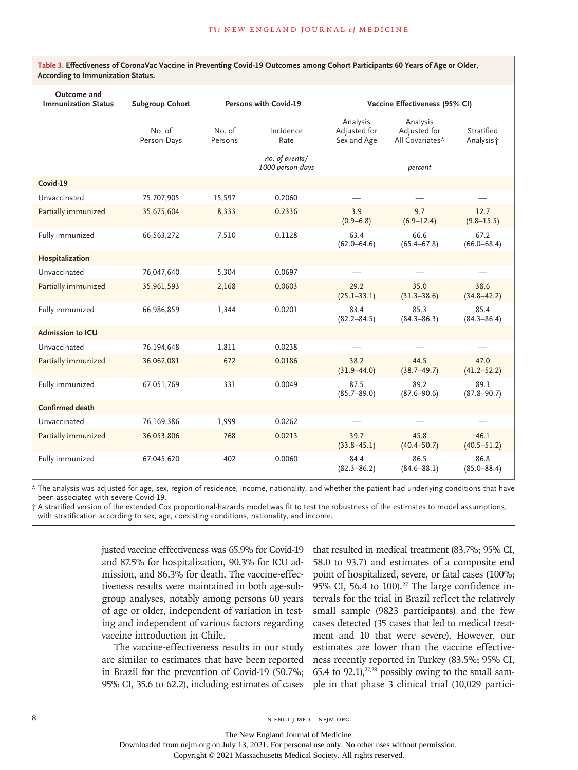**Table 3. Effectiveness of CoronaVac Vaccine in Preventing Covid-19 Outcomes among Cohort Participants 60 Years of Age or Older, According to Immunization Status.**

| Outcome and Immunization Status | Subgroup Cohort | Persons with Covid-19 | | Vaccine Effectiveness (95% CI) | | |
|---|---|---|---|---|---|---|
| | No. of Person-Days | No. of Persons | Incidence Rate | Analysis Adjusted for Sex and Age | Analysis Adjusted for All Covariates* | Stratified Analysis† |
| | | | *no. of events/1000 person-days* | | *percent* | |
| **Covid-19** | | | | | | |
| Unvaccinated | 75,707,905 | 15,597 | 0.2060 | — | — | — |
| Partially immunized | 35,675,604 | 8,333 | 0.2336 | 3.9 (0.9–6.8) | 9.7 (6.9–12.4) | 12.7 (9.8–15.5) |
| Fully immunized | 66,563,272 | 7,510 | 0.1128 | 63.4 (62.0–64.6) | 66.6 (65.4–67.8) | 67.2 (66.0–68.4) |
| **Hospitalization** | | | | | | |
| Unvaccinated | 76,047,640 | 5,304 | 0.0697 | — | — | — |
| Partially immunized | 35,961,593 | 2,168 | 0.0603 | 29.2 (25.1–33.1) | 35.0 (31.3–38.6) | 38.6 (34.8–42.2) |
| Fully immunized | 66,986,859 | 1,344 | 0.0201 | 83.4 (82.2–84.5) | 85.3 (84.3–86.3) | 85.4 (84.3–86.4) |
| **Admission to ICU** | | | | | | |
| Unvaccinated | 76,194,648 | 1,811 | 0.0238 | — | — | — |
| Partially immunized | 36,062,081 | 672 | 0.0186 | 38.2 (31.9–44.0) | 44.5 (38.7–49.7) | 47.0 (41.2–52.2) |
| Fully immunized | 67,051,769 | 331 | 0.0049 | 87.5 (85.7–89.0) | 89.2 (87.6–90.6) | 89.3 (87.8–90.7) |
| **Confirmed death** | | | | | | |
| Unvaccinated | 76,169,386 | 1,999 | 0.0262 | — | — | — |
| Partially immunized | 36,053,806 | 768 | 0.0213 | 39.7 (33.8–45.1) | 45.8 (40.4–50.7) | 46.1 (40.5–51.2) |
| Fully immunized | 67,045,620 | 402 | 0.0060 | 84.4 (82.3–86.2) | 86.5 (84.6–88.1) | 86.8 (85.0–88.4) |

\* The analysis was adjusted for age, sex, region of residence, income, nationality, and whether the patient had underlying conditions that have been associated with severe Covid-19.

† A stratified version of the extended Cox proportional-hazards model was fit to test the robustness of the estimates to model assumptions, with stratification according to sex, age, coexisting conditions, nationality, and income.

justed vaccine effectiveness was 65.9% for Covid-19 and 87.5% for hospitalization, 90.3% for ICU admission, and 86.3% for death. The vaccine-effectiveness results were maintained in both age-subgroup analyses, notably among persons 60 years of age or older, independent of variation in testing and independent of various factors regarding vaccine introduction in Chile.

The vaccine-effectiveness results in our study are similar to estimates that have been reported in Brazil for the prevention of Covid-19 (50.7%; 95% CI, 35.6 to 62.2), including estimates of cases that resulted in medical treatment (83.7%; 95% CI, 58.0 to 93.7) and estimates of a composite end point of hospitalized, severe, or fatal cases (100%; 95% CI, 56.4 to 100).[27] The large confidence intervals for the trial in Brazil reflect the relatively small sample (9823 participants) and the few cases detected (35 cases that led to medical treatment and 10 that were severe). However, our estimates are lower than the vaccine effectiveness recently reported in Turkey (83.5%; 95% CI, 65.4 to 92.1),[27,28] possibly owing to the small sample in that phase 3 clinical trial (10,029 partici-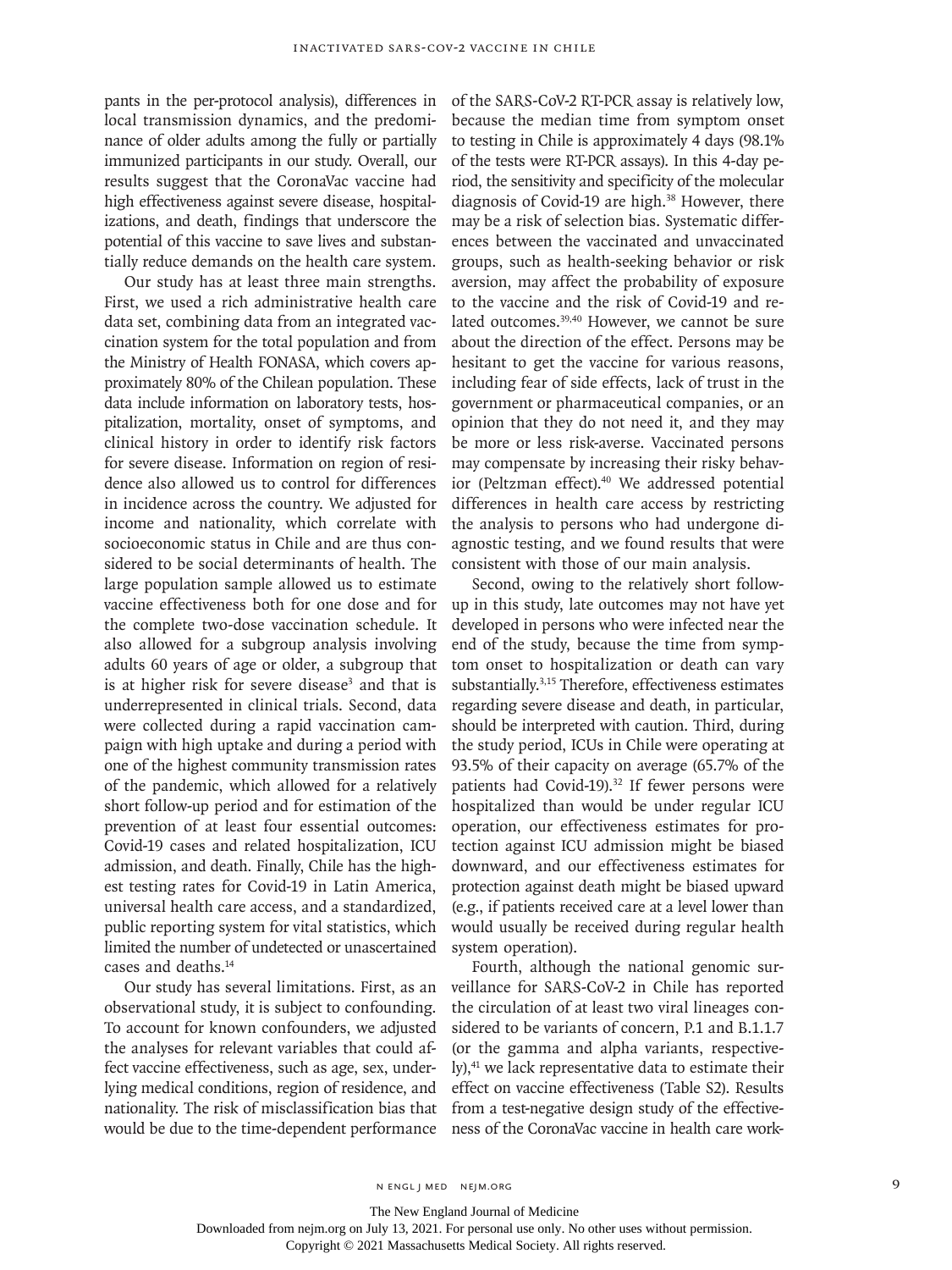pants in the per-protocol analysis), differences in local transmission dynamics, and the predominance of older adults among the fully or partially immunized participants in our study. Overall, our results suggest that the CoronaVac vaccine had high effectiveness against severe disease, hospitalizations, and death, findings that underscore the potential of this vaccine to save lives and substantially reduce demands on the health care system.

Our study has at least three main strengths. First, we used a rich administrative health care data set, combining data from an integrated vaccination system for the total population and from the Ministry of Health FONASA, which covers approximately 80% of the Chilean population. These data include information on laboratory tests, hospitalization, mortality, onset of symptoms, and clinical history in order to identify risk factors for severe disease. Information on region of residence also allowed us to control for differences in incidence across the country. We adjusted for income and nationality, which correlate with socioeconomic status in Chile and are thus considered to be social determinants of health. The large population sample allowed us to estimate vaccine effectiveness both for one dose and for the complete two-dose vaccination schedule. It also allowed for a subgroup analysis involving adults 60 years of age or older, a subgroup that is at higher risk for severe disease[3] and that is underrepresented in clinical trials. Second, data were collected during a rapid vaccination campaign with high uptake and during a period with one of the highest community transmission rates of the pandemic, which allowed for a relatively short follow-up period and for estimation of the prevention of at least four essential outcomes: Covid-19 cases and related hospitalization, ICU admission, and death. Finally, Chile has the highest testing rates for Covid-19 in Latin America, universal health care access, and a standardized, public reporting system for vital statistics, which limited the number of undetected or unascertained cases and deaths.[14]

Our study has several limitations. First, as an observational study, it is subject to confounding. To account for known confounders, we adjusted the analyses for relevant variables that could affect vaccine effectiveness, such as age, sex, underlying medical conditions, region of residence, and nationality. The risk of misclassification bias that would be due to the time-dependent performance of the SARS-CoV-2 RT-PCR assay is relatively low, because the median time from symptom onset to testing in Chile is approximately 4 days (98.1% of the tests were RT-PCR assays). In this 4-day period, the sensitivity and specificity of the molecular diagnosis of Covid-19 are high.[38] However, there may be a risk of selection bias. Systematic differences between the vaccinated and unvaccinated groups, such as health-seeking behavior or risk aversion, may affect the probability of exposure to the vaccine and the risk of Covid-19 and related outcomes.[39,40] However, we cannot be sure about the direction of the effect. Persons may be hesitant to get the vaccine for various reasons, including fear of side effects, lack of trust in the government or pharmaceutical companies, or an opinion that they do not need it, and they may be more or less risk-averse. Vaccinated persons may compensate by increasing their risky behavior (Peltzman effect).[40] We addressed potential differences in health care access by restricting the analysis to persons who had undergone diagnostic testing, and we found results that were consistent with those of our main analysis.

Second, owing to the relatively short follow-up in this study, late outcomes may not have yet developed in persons who were infected near the end of the study, because the time from symptom onset to hospitalization or death can vary substantially.[3,15] Therefore, effectiveness estimates regarding severe disease and death, in particular, should be interpreted with caution. Third, during the study period, ICUs in Chile were operating at 93.5% of their capacity on average (65.7% of the patients had Covid-19).[32] If fewer persons were hospitalized than would be under regular ICU operation, our effectiveness estimates for protection against ICU admission might be biased downward, and our effectiveness estimates for protection against death might be biased upward (e.g., if patients received care at a level lower than would usually be received during regular health system operation).

Fourth, although the national genomic surveillance for SARS-CoV-2 in Chile has reported the circulation of at least two viral lineages considered to be variants of concern, P.1 and B.1.1.7 (or the gamma and alpha variants, respectively),[41] we lack representative data to estimate their effect on vaccine effectiveness (Table S2). Results from a test-negative design study of the effectiveness of the CoronaVac vaccine in health care work-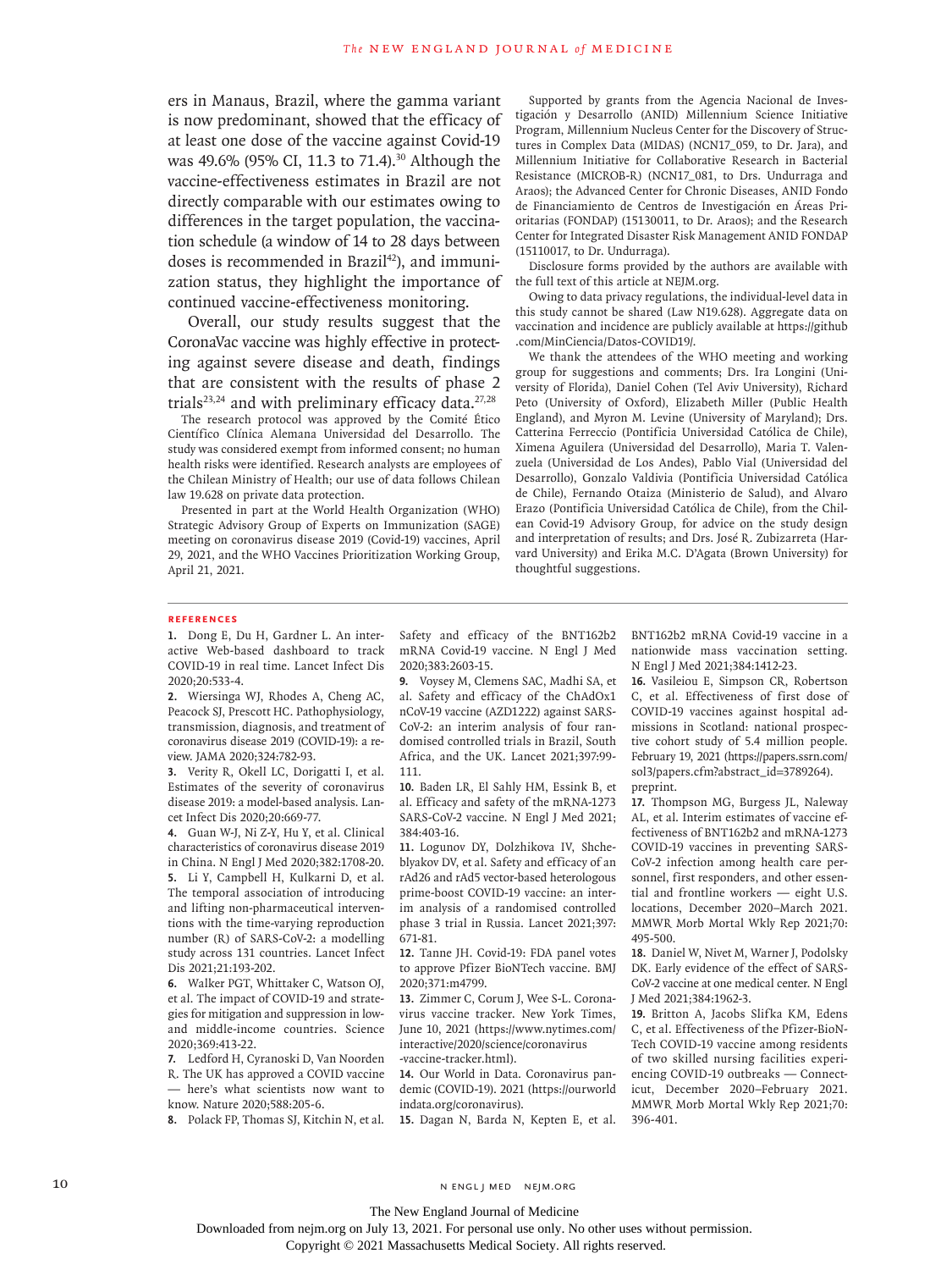ers in Manaus, Brazil, where the gamma variant is now predominant, showed that the efficacy of at least one dose of the vaccine against Covid-19 was 49.6% (95% CI, 11.3 to 71.4).[30] Although the vaccine-effectiveness estimates in Brazil are not directly comparable with our estimates owing to differences in the target population, the vaccination schedule (a window of 14 to 28 days between doses is recommended in Brazil[42]), and immunization status, they highlight the importance of continued vaccine-effectiveness monitoring.

Overall, our study results suggest that the CoronaVac vaccine was highly effective in protecting against severe disease and death, findings that are consistent with the results of phase 2 trials[23,24] and with preliminary efficacy data.[27,28]

The research protocol was approved by the Comité Ético Científico Clínica Alemana Universidad del Desarrollo. The study was considered exempt from informed consent; no human health risks were identified. Research analysts are employees of the Chilean Ministry of Health; our use of data follows Chilean law 19.628 on private data protection.

Presented in part at the World Health Organization (WHO) Strategic Advisory Group of Experts on Immunization (SAGE) meeting on coronavirus disease 2019 (Covid-19) vaccines, April 29, 2021, and the WHO Vaccines Prioritization Working Group, April 21, 2021.

Supported by grants from the Agencia Nacional de Investigación y Desarrollo (ANID) Millennium Science Initiative Program, Millennium Nucleus Center for the Discovery of Structures in Complex Data (MIDAS) (NCN17_059, to Dr. Jara), and Millennium Initiative for Collaborative Research in Bacterial Resistance (MICROB-R) (NCN17_081, to Drs. Undurraga and Araos); the Advanced Center for Chronic Diseases, ANID Fondo de Financiamiento de Centros de Investigación en Áreas Prioritarias (FONDAP) (15130011, to Dr. Araos); and the Research Center for Integrated Disaster Risk Management ANID FONDAP (15110017, to Dr. Undurraga).

Disclosure forms provided by the authors are available with the full text of this article at NEJM.org.

Owing to data privacy regulations, the individual-level data in this study cannot be shared (Law N19.628). Aggregate data on vaccination and incidence are publicly available at https://github.com/MinCiencia/Datos-COVID19/.

We thank the attendees of the WHO meeting and working group for suggestions and comments; Drs. Ira Longini (University of Florida), Daniel Cohen (Tel Aviv University), Richard Peto (University of Oxford), Elizabeth Miller (Public Health England), and Myron M. Levine (University of Maryland); Drs. Catterina Ferreccio (Pontificia Universidad Católica de Chile), Ximena Aguilera (Universidad del Desarrollo), Maria T. Valenzuela (Universidad de Los Andes), Pablo Vial (Universidad del Desarrollo), Gonzalo Valdivia (Pontificia Universidad Católica de Chile), Fernando Otaiza (Ministerio de Salud), and Alvaro Erazo (Pontificia Universidad Católica de Chile), from the Chilean Covid-19 Advisory Group, for advice on the study design and interpretation of results; and Drs. José R. Zubizarreta (Harvard University) and Erika M.C. D'Agata (Brown University) for thoughtful suggestions.

## References

1. Dong E, Du H, Gardner L. An interactive Web-based dashboard to track COVID-19 in real time. Lancet Infect Dis 2020;20:533-4.
2. Wiersinga WJ, Rhodes A, Cheng AC, Peacock SJ, Prescott HC. Pathophysiology, transmission, diagnosis, and treatment of coronavirus disease 2019 (COVID-19): a review. JAMA 2020;324:782-93.
3. Verity R, Okell LC, Dorigatti I, et al. Estimates of the severity of coronavirus disease 2019: a model-based analysis. Lancet Infect Dis 2020;20:669-77.
4. Guan W-J, Ni Z-Y, Hu Y, et al. Clinical characteristics of coronavirus disease 2019 in China. N Engl J Med 2020;382:1708-20.
5. Li Y, Campbell H, Kulkarni D, et al. The temporal association of introducing and lifting non-pharmaceutical interventions with the time-varying reproduction number (R) of SARS-CoV-2: a modelling study across 131 countries. Lancet Infect Dis 2021;21:193-202.
6. Walker PGT, Whittaker C, Watson OJ, et al. The impact of COVID-19 and strategies for mitigation and suppression in low- and middle-income countries. Science 2020;369:413-22.
7. Ledford H, Cyranoski D, Van Noorden R. The UK has approved a COVID vaccine — here's what scientists now want to know. Nature 2020;588:205-6.
8. Polack FP, Thomas SJ, Kitchin N, et al. Safety and efficacy of the BNT162b2 mRNA Covid-19 vaccine. N Engl J Med 2020;383:2603-15.
9. Voysey M, Clemens SAC, Madhi SA, et al. Safety and efficacy of the ChAdOx1 nCoV-19 vaccine (AZD1222) against SARS-CoV-2: an interim analysis of four randomised controlled trials in Brazil, South Africa, and the UK. Lancet 2021;397:99-111.
10. Baden LR, El Sahly HM, Essink B, et al. Efficacy and safety of the mRNA-1273 SARS-CoV-2 vaccine. N Engl J Med 2021;384:403-16.
11. Logunov DY, Dolzhikova IV, Shcheblyakov DV, et al. Safety and efficacy of an rAd26 and rAd5 vector-based heterologous prime-boost COVID-19 vaccine: an interim analysis of a randomised controlled phase 3 trial in Russia. Lancet 2021;397:671-81.
12. Tanne JH. Covid-19: FDA panel votes to approve Pfizer BioNTech vaccine. BMJ 2020;371:m4799.
13. Zimmer C, Corum J, Wee S-L. Coronavirus vaccine tracker. New York Times, June 10, 2021 (https://www.nytimes.com/interactive/2020/science/coronavirus-vaccine-tracker.html).
14. Our World in Data. Coronavirus pandemic (COVID-19). 2021 (https://ourworldindata.org/coronavirus).
15. Dagan N, Barda N, Kepten E, et al. BNT162b2 mRNA Covid-19 vaccine in a nationwide mass vaccination setting. N Engl J Med 2021;384:1412-23.
16. Vasileiou E, Simpson CR, Robertson C, et al. Effectiveness of first dose of COVID-19 vaccines against hospital admissions in Scotland: national prospective cohort study of 5.4 million people. February 19, 2021 (https://papers.ssrn.com/sol3/papers.cfm?abstract_id=3789264). preprint.
17. Thompson MG, Burgess JL, Naleway AL, et al. Interim estimates of vaccine effectiveness of BNT162b2 and mRNA-1273 COVID-19 vaccines in preventing SARS-CoV-2 infection among health care personnel, first responders, and other essential and frontline workers — eight U.S. locations, December 2020–March 2021. MMWR Morb Mortal Wkly Rep 2021;70:495-500.
18. Daniel W, Nivet M, Warner J, Podolsky DK. Early evidence of the effect of SARS-CoV-2 vaccine at one medical center. N Engl J Med 2021;384:1962-3.
19. Britton A, Jacobs Slifka KM, Edens C, et al. Effectiveness of the Pfizer-BioNTech COVID-19 vaccine among residents of two skilled nursing facilities experiencing COVID-19 outbreaks — Connecticut, December 2020–February 2021. MMWR Morb Mortal Wkly Rep 2021;70:396-401.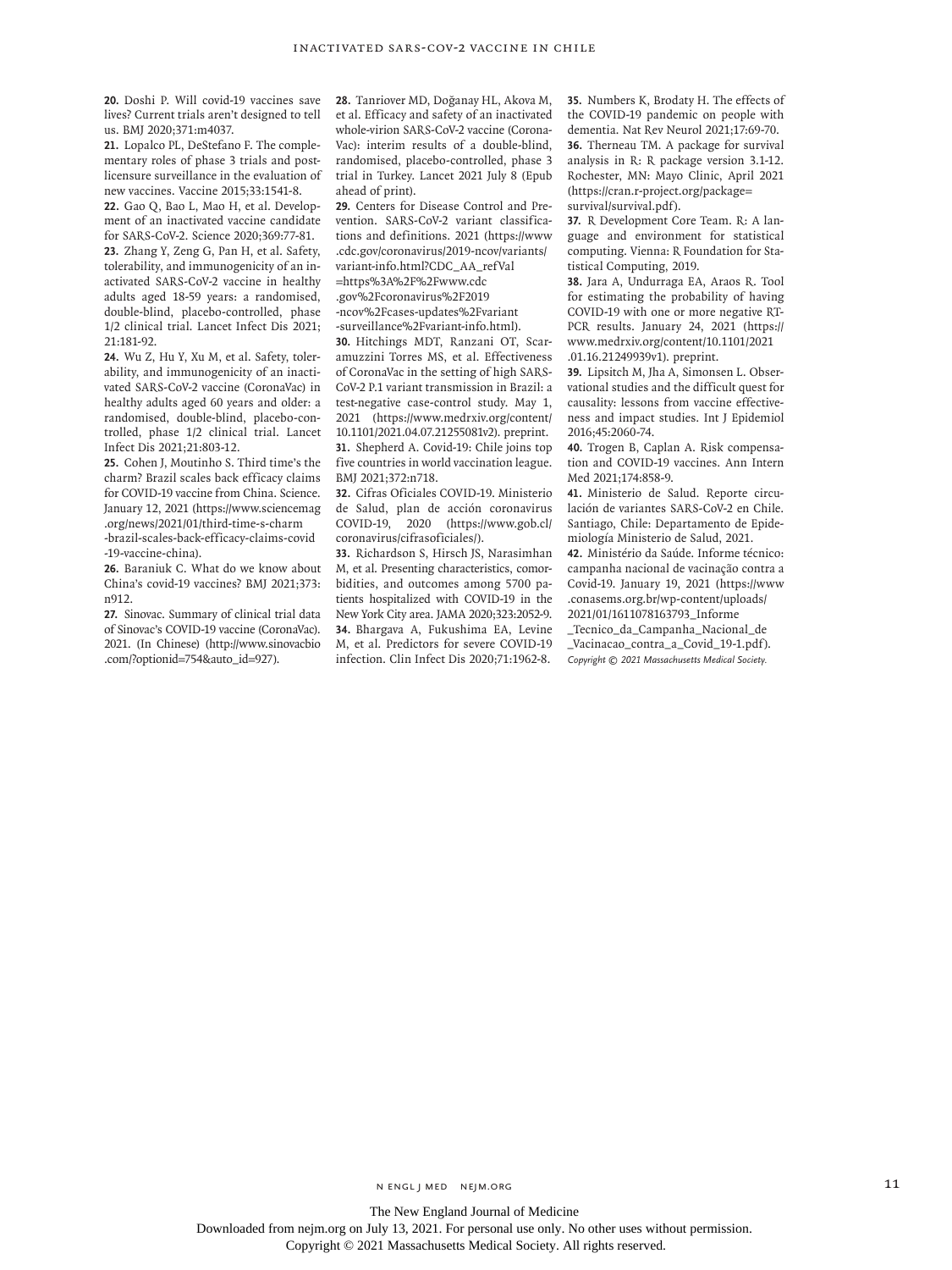20. Doshi P. Will covid-19 vaccines save lives? Current trials aren't designed to tell us. BMJ 2020;371:m4037.

21. Lopalco PL, DeStefano F. The complementary roles of phase 3 trials and post-licensure surveillance in the evaluation of new vaccines. Vaccine 2015;33:1541-8.

22. Gao Q, Bao L, Mao H, et al. Development of an inactivated vaccine candidate for SARS-CoV-2. Science 2020;369:77-81.

23. Zhang Y, Zeng G, Pan H, et al. Safety, tolerability, and immunogenicity of an inactivated SARS-CoV-2 vaccine in healthy adults aged 18-59 years: a randomised, double-blind, placebo-controlled, phase 1/2 clinical trial. Lancet Infect Dis 2021; 21:181-92.

24. Wu Z, Hu Y, Xu M, et al. Safety, tolerability, and immunogenicity of an inactivated SARS-CoV-2 vaccine (CoronaVac) in healthy adults aged 60 years and older: a randomised, double-blind, placebo-controlled, phase 1/2 clinical trial. Lancet Infect Dis 2021;21:803-12.

25. Cohen J, Moutinho S. Third time's the charm? Brazil scales back efficacy claims for COVID-19 vaccine from China. Science. January 12, 2021 (https://www.sciencemag.org/news/2021/01/third-time-s-charm-brazil-scales-back-efficacy-claims-covid-19-vaccine-china).

26. Baraniuk C. What do we know about China's covid-19 vaccines? BMJ 2021;373:n912.

27. Sinovac. Summary of clinical trial data of Sinovac's COVID-19 vaccine (CoronaVac). 2021. (In Chinese) (http://www.sinovacbio.com/?optionid=754&auto_id=927).

28. Tanriover MD, Doğanay HL, Akova M, et al. Efficacy and safety of an inactivated whole-virion SARS-CoV-2 vaccine (CoronaVac): interim results of a double-blind, randomised, placebo-controlled, phase 3 trial in Turkey. Lancet 2021 July 8 (Epub ahead of print).

29. Centers for Disease Control and Prevention. SARS-CoV-2 variant classifications and definitions. 2021 (https://www.cdc.gov/coronavirus/2019-ncov/variants/variant-info.html?CDC_AA_refVal=https%3A%2F%2Fwww.cdc.gov%2Fcoronavirus%2F2019-ncov%2Fcases-updates%2Fvariant-surveillance%2Fvariant-info.html).

30. Hitchings MDT, Ranzani OT, Scaramuzzini Torres MS, et al. Effectiveness of CoronaVac in the setting of high SARS-CoV-2 P.1 variant transmission in Brazil: a test-negative case-control study. May 1, 2021 (https://www.medrxiv.org/content/10.1101/2021.04.07.21255081v2). preprint.

31. Shepherd A. Covid-19: Chile joins top five countries in world vaccination league. BMJ 2021;372:n718.

32. Cifras Oficiales COVID-19. Ministerio de Salud, plan de acción coronavirus COVID-19, 2020 (https://www.gob.cl/coronavirus/cifrasoficiales/).

33. Richardson S, Hirsch JS, Narasimhan M, et al. Presenting characteristics, comorbidities, and outcomes among 5700 patients hospitalized with COVID-19 in the New York City area. JAMA 2020;323:2052-9.

34. Bhargava A, Fukushima EA, Levine M, et al. Predictors for severe COVID-19 infection. Clin Infect Dis 2020;71:1962-8.

35. Numbers K, Brodaty H. The effects of the COVID-19 pandemic on people with dementia. Nat Rev Neurol 2021;17:69-70.

36. Therneau TM. A package for survival analysis in R: R package version 3.1-12. Rochester, MN: Mayo Clinic, April 2021 (https://cran.r-project.org/package=survival/survival.pdf).

37. R Development Core Team. R: A language and environment for statistical computing. Vienna: R Foundation for Statistical Computing, 2019.

38. Jara A, Undurraga EA, Araos R. Tool for estimating the probability of having COVID-19 with one or more negative RT-PCR results. January 24, 2021 (https://www.medrxiv.org/content/10.1101/2021.01.16.21249939v1). preprint.

39. Lipsitch M, Jha A, Simonsen L. Observational studies and the difficult quest for causality: lessons from vaccine effectiveness and impact studies. Int J Epidemiol 2016;45:2060-74.

40. Trogen B, Caplan A. Risk compensation and COVID-19 vaccines. Ann Intern Med 2021;174:858-9.

41. Ministerio de Salud. Reporte circulación de variantes SARS-CoV-2 en Chile. Santiago, Chile: Departamento de Epidemiología Ministerio de Salud, 2021.

42. Ministério da Saúde. Informe técnico: campanha nacional de vacinação contra a Covid-19. January 19, 2021 (https://www.conasems.org.br/wp-content/uploads/2021/01/1611078163793_Informe_Tecnico_da_Campanha_Nacional_de_Vacinacao_contra_a_Covid_19-1.pdf).

*Copyright © 2021 Massachusetts Medical Society.*